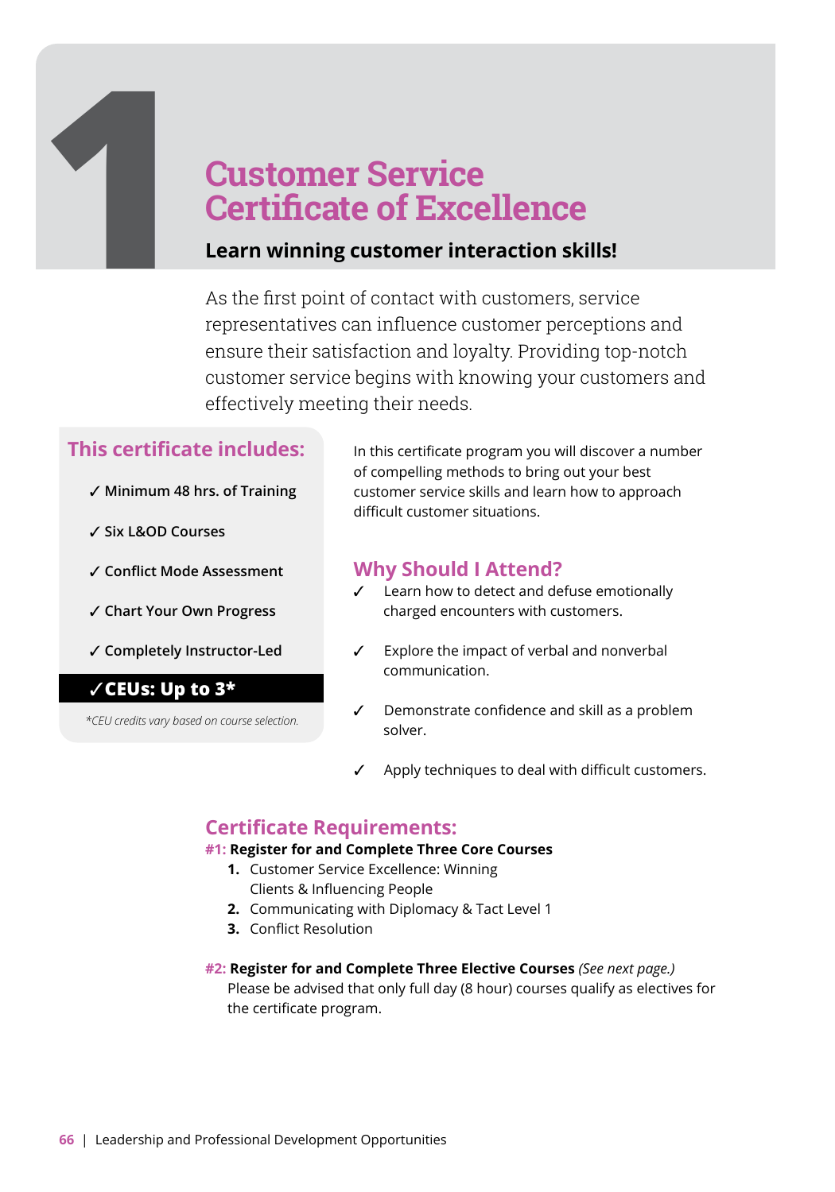# 1

# Customer Service Certificate of Excellence

**Learn winning customer interaction skills!**

As the first point of contact with customers, service representatives can influence customer perceptions and ensure their satisfaction and loyalty. Providing top-notch customer service begins with knowing your customers and effectively meeting their needs.

## This certificate includes:

- ✓ Minimum 48 hrs. of Training
- ✓ Six L&OD Courses
- ✓ Conflict Mode Assessment
- ✓ Chart Your Own Progress
- ✓ Completely Instructor-Led
- **✓ CEUs: Up to 3***

*\*CEU credits vary based on course selection.*

In this certificate program you will discover a number of compelling methods to bring out your best customer service skills and learn how to approach difficult customer situations.

## Why Should I Attend?

- ✓ Learn how to detect and defuse emotionally charged encounters with customers.
- ✓ Explore the impact of verbal and nonverbal communication.
- ✓ Demonstrate confidence and skill as a problem solver.
- ✓ Apply techniques to deal with difficult customers.

## Certificate Requirements:

**#1: Register for and Complete Three Core Courses**

1. Customer Service Excellence: Winning Clients & Influencing People
2. Communicating with Diplomacy & Tact Level 1
3. Conflict Resolution

**#2: Register for and Complete Three Elective Courses** *(See next page.)*
Please be advised that only full day (8 hour) courses qualify as electives for the certificate program.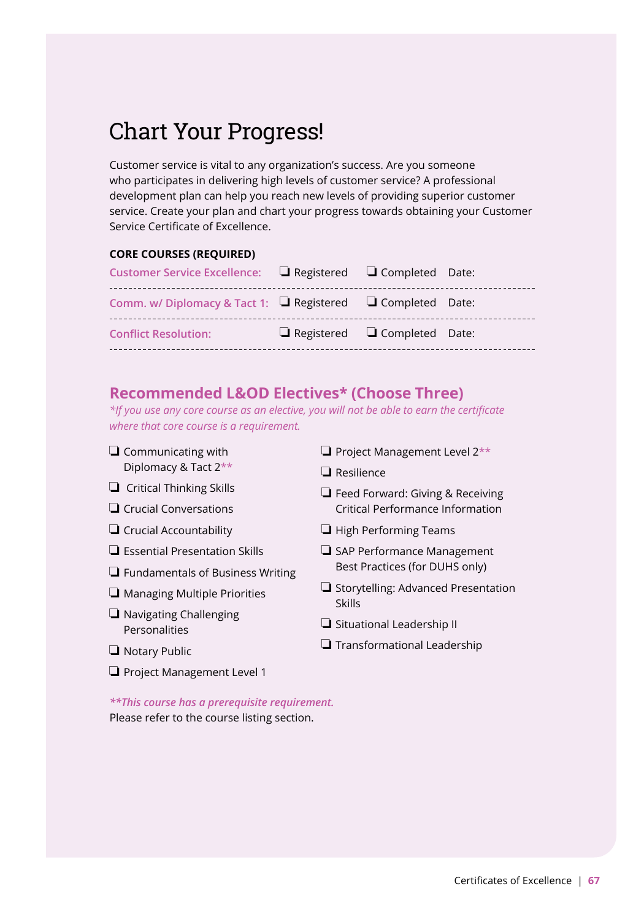# Chart Your Progress!

Customer service is vital to any organization's success. Are you someone who participates in delivering high levels of customer service? A professional development plan can help you reach new levels of providing superior customer service. Create your plan and chart your progress towards obtaining your Customer Service Certificate of Excellence.

**CORE COURSES (REQUIRED)**

| | | | |
|---|---|---|---|
| Customer Service Excellence: | ❑ Registered | ❑ Completed | Date: |
| Comm. w/ Diplomacy & Tact 1: | ❑ Registered | ❑ Completed | Date: |
| Conflict Resolution: | ❑ Registered | ❑ Completed | Date: |

## Recommended L&OD Electives* (Choose Three)

*\*If you use any core course as an elective, you will not be able to earn the certificate where that core course is a requirement.*

- ❑ Communicating with Diplomacy & Tact 2**
- ❑ Critical Thinking Skills
- ❑ Crucial Conversations
- ❑ Crucial Accountability
- ❑ Essential Presentation Skills
- ❑ Fundamentals of Business Writing
- ❑ Managing Multiple Priorities
- ❑ Navigating Challenging Personalities
- ❑ Notary Public
- ❑ Project Management Level 1
- ❑ Project Management Level 2**
- ❑ Resilience
- ❑ Feed Forward: Giving & Receiving Critical Performance Information
- ❑ High Performing Teams
- ❑ SAP Performance Management Best Practices (for DUHS only)
- ❑ Storytelling: Advanced Presentation Skills
- ❑ Situational Leadership II
- ❑ Transformational Leadership

***\*\*This course has a prerequisite requirement.***
Please refer to the course listing section.